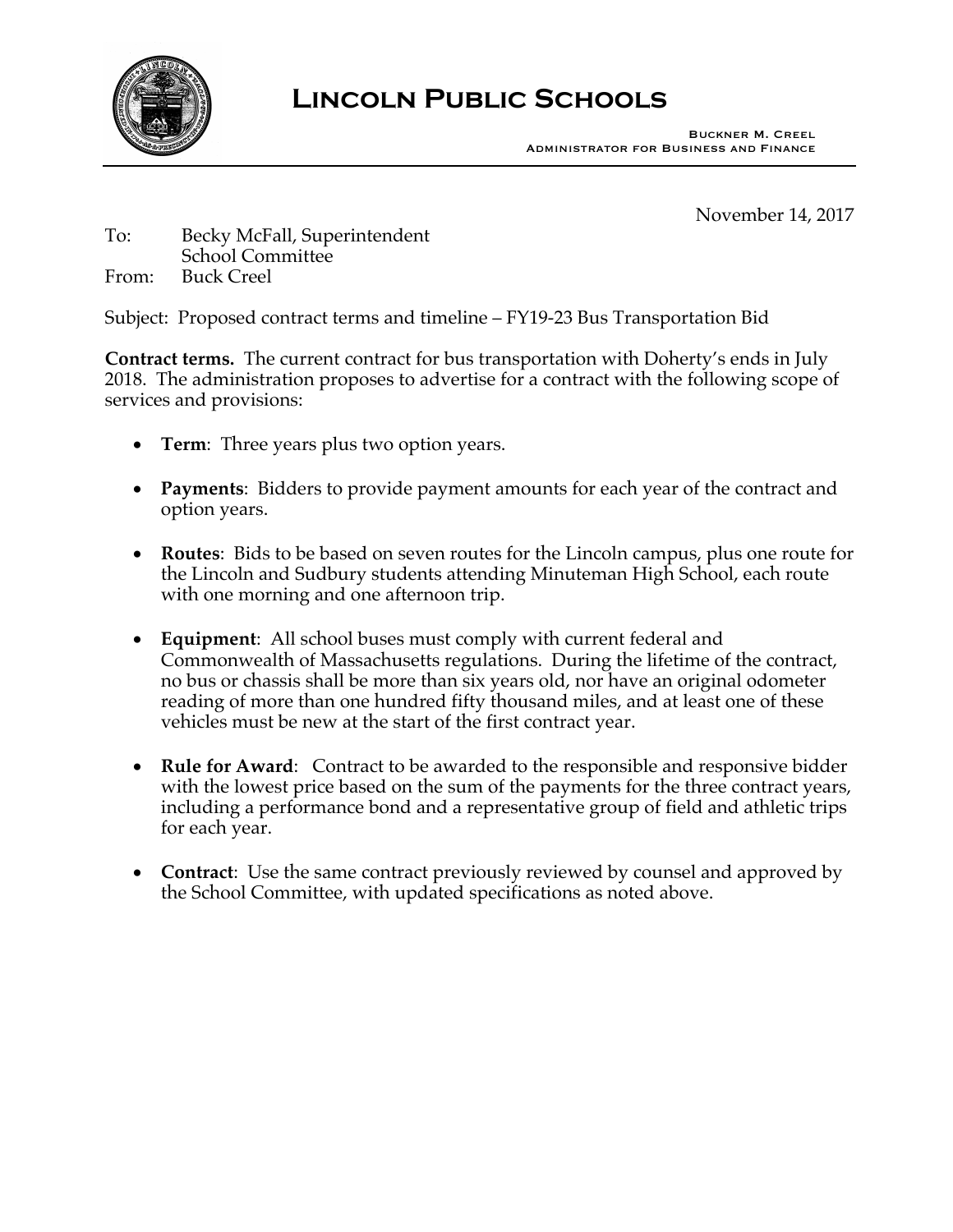# Lincoln Public Schools

Buckner M. Creel
Administrator for Business and Finance

November 14, 2017

To: Becky McFall, Superintendent
School Committee
From: Buck Creel

Subject: Proposed contract terms and timeline – FY19-23 Bus Transportation Bid

**Contract terms.** The current contract for bus transportation with Doherty's ends in July 2018. The administration proposes to advertise for a contract with the following scope of services and provisions:

- **Term**: Three years plus two option years.
- **Payments**: Bidders to provide payment amounts for each year of the contract and option years.
- **Routes**: Bids to be based on seven routes for the Lincoln campus, plus one route for the Lincoln and Sudbury students attending Minuteman High School, each route with one morning and one afternoon trip.
- **Equipment**: All school buses must comply with current federal and Commonwealth of Massachusetts regulations. During the lifetime of the contract, no bus or chassis shall be more than six years old, nor have an original odometer reading of more than one hundred fifty thousand miles, and at least one of these vehicles must be new at the start of the first contract year.
- **Rule for Award**: Contract to be awarded to the responsible and responsive bidder with the lowest price based on the sum of the payments for the three contract years, including a performance bond and a representative group of field and athletic trips for each year.
- **Contract**: Use the same contract previously reviewed by counsel and approved by the School Committee, with updated specifications as noted above.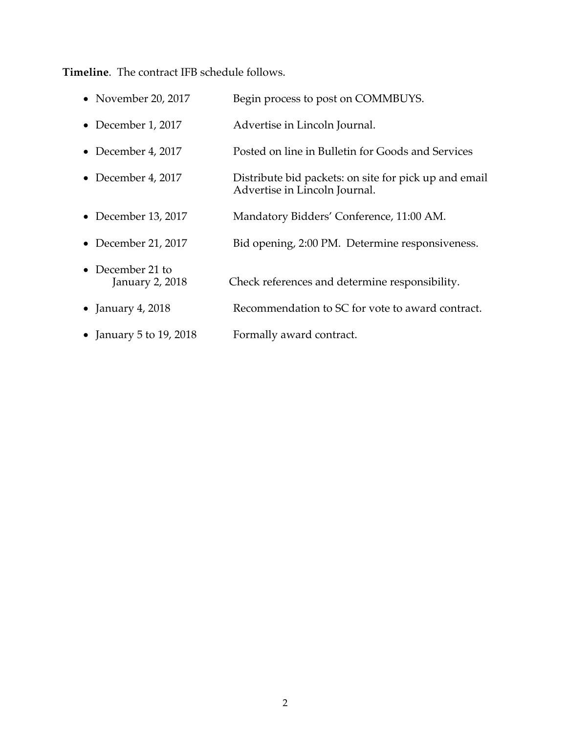**Timeline**. The contract IFB schedule follows.

- November 20, 2017 Begin process to post on COMMBUYS.
- December 1, 2017 Advertise in Lincoln Journal.
- December 4, 2017 Posted on line in Bulletin for Goods and Services
- December 4, 2017 Distribute bid packets: on site for pick up and email Advertise in Lincoln Journal.
- December 13, 2017 Mandatory Bidders' Conference, 11:00 AM.
- December 21, 2017 Bid opening, 2:00 PM. Determine responsiveness.
- December 21 to January 2, 2018 Check references and determine responsibility.
- January 4, 2018 Recommendation to SC for vote to award contract.
- January 5 to 19, 2018 Formally award contract.